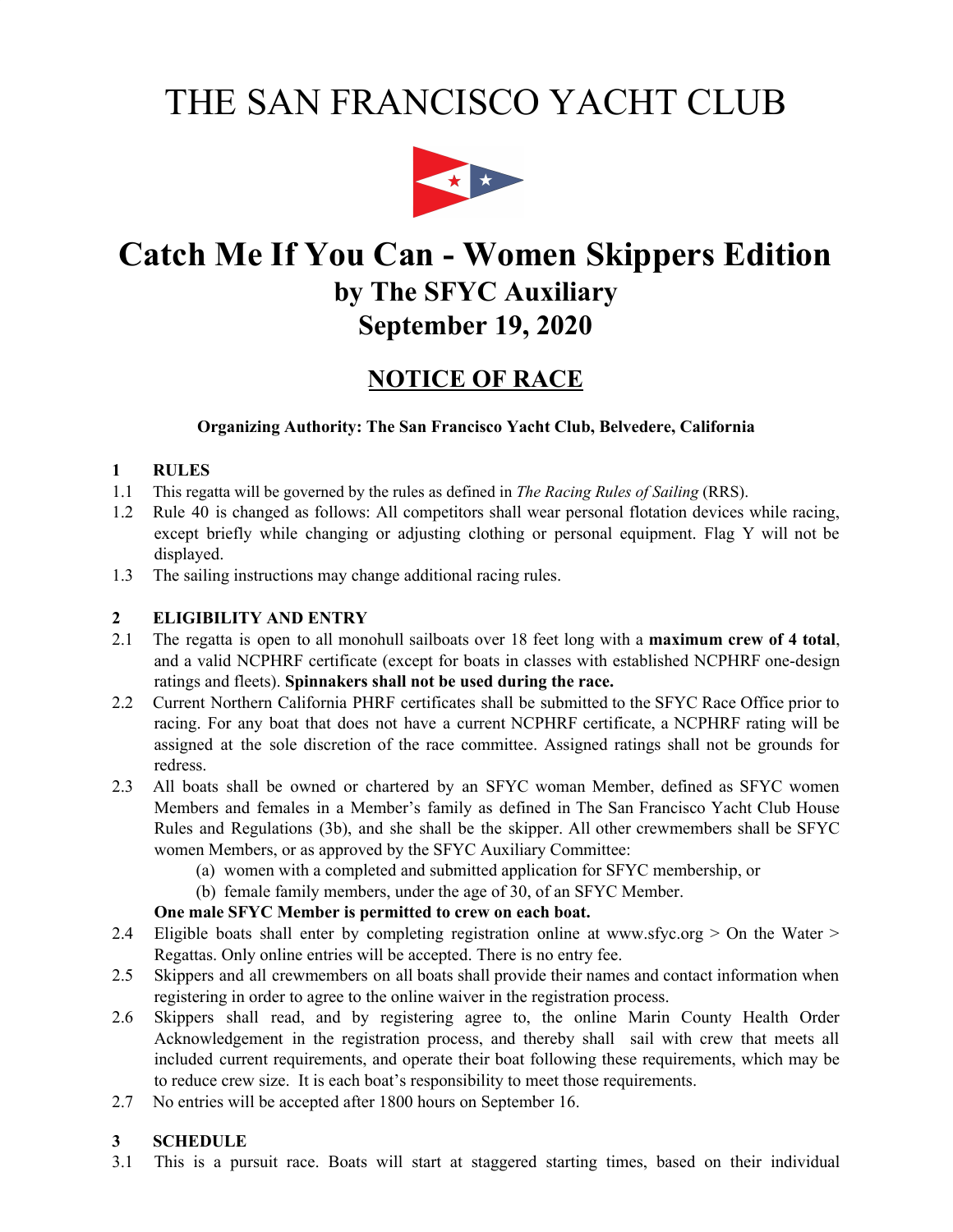# THE SAN FRANCISCO YACHT CLUB

# Catch Me If You Can - Women Skippers Edition

## by The SFYC Auxiliary

## September 19, 2020

## NOTICE OF RACE

**Organizing Authority: The San Francisco Yacht Club, Belvedere, California**

### 1 RULES

1.1 This regatta will be governed by the rules as defined in *The Racing Rules of Sailing* (RRS).

1.2 Rule 40 is changed as follows: All competitors shall wear personal flotation devices while racing, except briefly while changing or adjusting clothing or personal equipment. Flag Y will not be displayed.

1.3 The sailing instructions may change additional racing rules.

### 2 ELIGIBILITY AND ENTRY

2.1 The regatta is open to all monohull sailboats over 18 feet long with a **maximum crew of 4 total**, and a valid NCPHRF certificate (except for boats in classes with established NCPHRF one-design ratings and fleets). **Spinnakers shall not be used during the race.**

2.2 Current Northern California PHRF certificates shall be submitted to the SFYC Race Office prior to racing. For any boat that does not have a current NCPHRF certificate, a NCPHRF rating will be assigned at the sole discretion of the race committee. Assigned ratings shall not be grounds for redress.

2.3 All boats shall be owned or chartered by an SFYC woman Member, defined as SFYC women Members and females in a Member's family as defined in The San Francisco Yacht Club House Rules and Regulations (3b), and she shall be the skipper. All other crewmembers shall be SFYC women Members, or as approved by the SFYC Auxiliary Committee:

   (a) women with a completed and submitted application for SFYC membership, or
   
   (b) female family members, under the age of 30, of an SFYC Member.

   **One male SFYC Member is permitted to crew on each boat.**

2.4 Eligible boats shall enter by completing registration online at www.sfyc.org > On the Water > Regattas. Only online entries will be accepted. There is no entry fee.

2.5 Skippers and all crewmembers on all boats shall provide their names and contact information when registering in order to agree to the online waiver in the registration process.

2.6 Skippers shall read, and by registering agree to, the online Marin County Health Order Acknowledgement in the registration process, and thereby shall sail with crew that meets all included current requirements, and operate their boat following these requirements, which may be to reduce crew size. It is each boat's responsibility to meet those requirements.

2.7 No entries will be accepted after 1800 hours on September 16.

### 3 SCHEDULE

3.1 This is a pursuit race. Boats will start at staggered starting times, based on their individual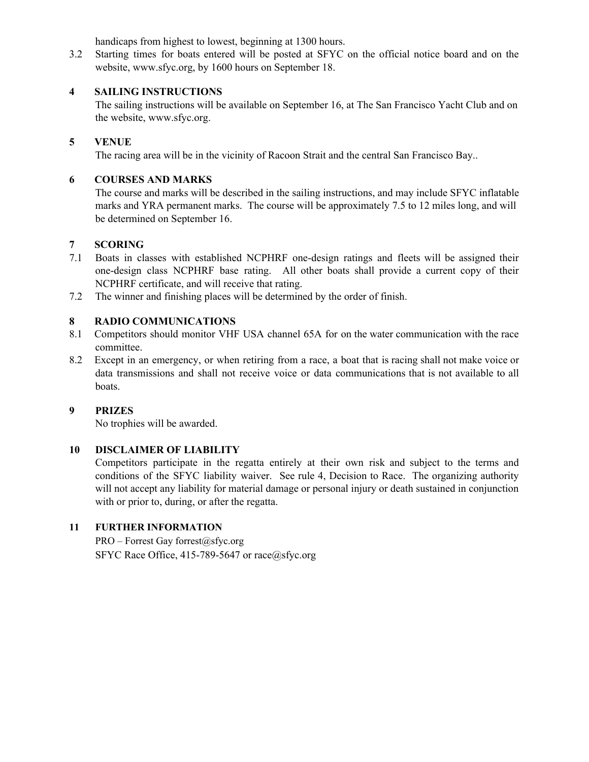handicaps from highest to lowest, beginning at 1300 hours.

3.2 Starting times for boats entered will be posted at SFYC on the official notice board and on the website, www.sfyc.org, by 1600 hours on September 18.

## 4 SAILING INSTRUCTIONS

The sailing instructions will be available on September 16, at The San Francisco Yacht Club and on the website, www.sfyc.org.

## 5 VENUE

The racing area will be in the vicinity of Racoon Strait and the central San Francisco Bay..

## 6 COURSES AND MARKS

The course and marks will be described in the sailing instructions, and may include SFYC inflatable marks and YRA permanent marks. The course will be approximately 7.5 to 12 miles long, and will be determined on September 16.

## 7 SCORING

7.1 Boats in classes with established NCPHRF one-design ratings and fleets will be assigned their one-design class NCPHRF base rating. All other boats shall provide a current copy of their NCPHRF certificate, and will receive that rating.

7.2 The winner and finishing places will be determined by the order of finish.

## 8 RADIO COMMUNICATIONS

8.1 Competitors should monitor VHF USA channel 65A for on the water communication with the race committee.

8.2 Except in an emergency, or when retiring from a race, a boat that is racing shall not make voice or data transmissions and shall not receive voice or data communications that is not available to all boats.

## 9 PRIZES

No trophies will be awarded.

## 10 DISCLAIMER OF LIABILITY

Competitors participate in the regatta entirely at their own risk and subject to the terms and conditions of the SFYC liability waiver. See rule 4, Decision to Race. The organizing authority will not accept any liability for material damage or personal injury or death sustained in conjunction with or prior to, during, or after the regatta.

## 11 FURTHER INFORMATION

PRO – Forrest Gay forrest@sfyc.org

SFYC Race Office, 415-789-5647 or race@sfyc.org